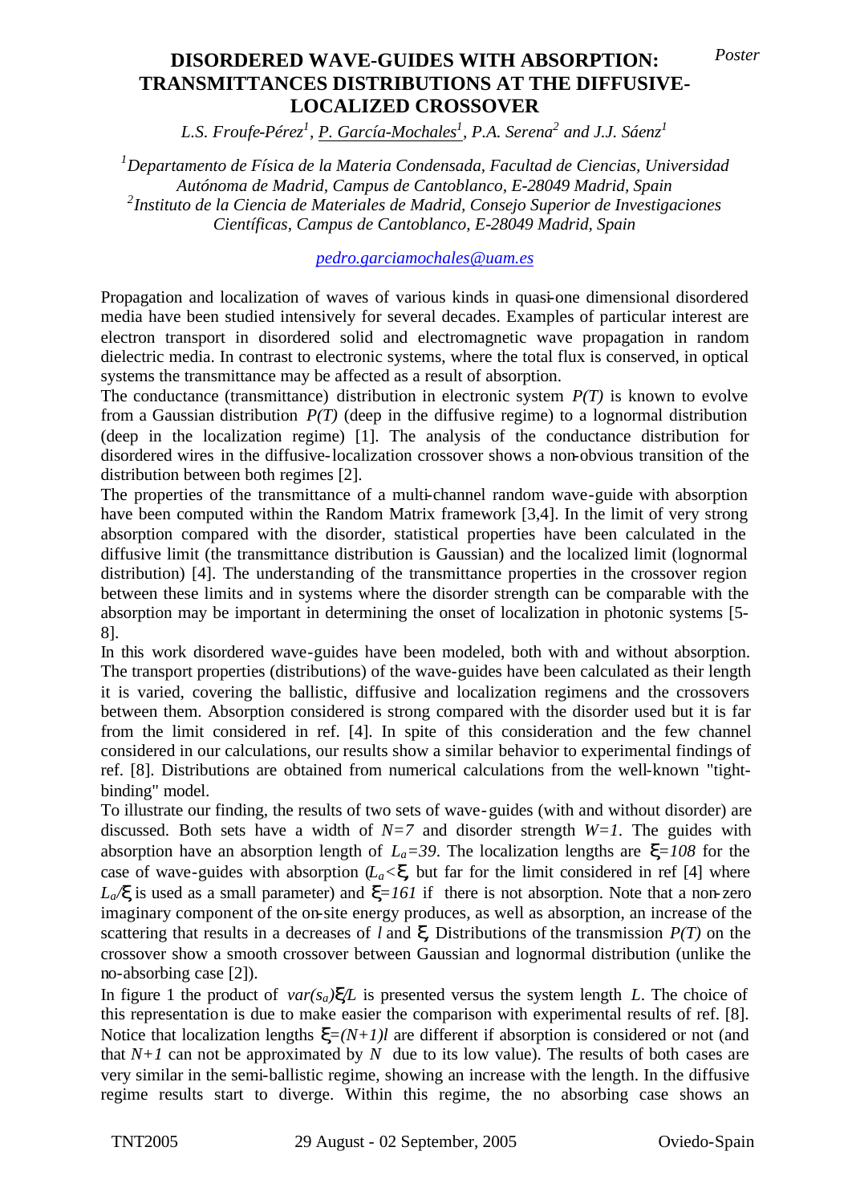*Poster*

# DISORDERED WAVE-GUIDES WITH ABSORPTION: TRANSMITTANCES DISTRIBUTIONS AT THE DIFFUSIVE-LOCALIZED CROSSOVER

*L.S. Froufe-Pérez[1], P. García-Mochales[1], P.A. Serena[2] and J.J. Sáenz[1]*

[1]*Departamento de Física de la Materia Condensada, Facultad de Ciencias, Universidad Autónoma de Madrid, Campus de Cantoblanco, E-28049 Madrid, Spain*
[2]*Instituto de la Ciencia de Materiales de Madrid, Consejo Superior de Investigaciones Científicas, Campus de Cantoblanco, E-28049 Madrid, Spain*

pedro.garciamochales@uam.es

Propagation and localization of waves of various kinds in quasi-one dimensional disordered media have been studied intensively for several decades. Examples of particular interest are electron transport in disordered solid and electromagnetic wave propagation in random dielectric media. In contrast to electronic systems, where the total flux is conserved, in optical systems the transmittance may be affected as a result of absorption.

The conductance (transmittance) distribution in electronic system $P(T)$ is known to evolve from a Gaussian distribution $P(T)$ (deep in the diffusive regime) to a lognormal distribution (deep in the localization regime) [1]. The analysis of the conductance distribution for disordered wires in the diffusive-localization crossover shows a non-obvious transition of the distribution between both regimes [2].

The properties of the transmittance of a multi-channel random wave-guide with absorption have been computed within the Random Matrix framework [3,4]. In the limit of very strong absorption compared with the disorder, statistical properties have been calculated in the diffusive limit (the transmittance distribution is Gaussian) and the localized limit (lognormal distribution) [4]. The understanding of the transmittance properties in the crossover region between these limits and in systems where the disorder strength can be comparable with the absorption may be important in determining the onset of localization in photonic systems [5-8].

In this work disordered wave-guides have been modeled, both with and without absorption. The transport properties (distributions) of the wave-guides have been calculated as their length it is varied, covering the ballistic, diffusive and localization regimens and the crossovers between them. Absorption considered is strong compared with the disorder used but it is far from the limit considered in ref. [4]. In spite of this consideration and the few channel considered in our calculations, our results show a similar behavior to experimental findings of ref. [8]. Distributions are obtained from numerical calculations from the well-known "tight-binding" model.

To illustrate our finding, the results of two sets of wave-guides (with and without disorder) are discussed. Both sets have a width of $N=7$ and disorder strength $W=1$. The guides with absorption have an absorption length of $L_a=39$. The localization lengths are $\xi=108$ for the case of wave-guides with absorption ($L_a<\xi$, but far for the limit considered in ref [4] where $L_a/\xi$ is used as a small parameter) and $\xi=161$ if there is not absorption. Note that a non-zero imaginary component of the on-site energy produces, as well as absorption, an increase of the scattering that results in a decreases of $l$ and $\xi$. Distributions of the transmission $P(T)$ on the crossover show a smooth crossover between Gaussian and lognormal distribution (unlike the no-absorbing case [2]).

In figure 1 the product of $var(s_a)\xi/L$ is presented versus the system length $L$. The choice of this representation is due to make easier the comparison with experimental results of ref. [8]. Notice that localization lengths $\xi=(N+1)l$ are different if absorption is considered or not (and that $N+1$ can not be approximated by $N$ due to its low value). The results of both cases are very similar in the semi-ballistic regime, showing an increase with the length. In the diffusive regime results start to diverge. Within this regime, the no absorbing case shows an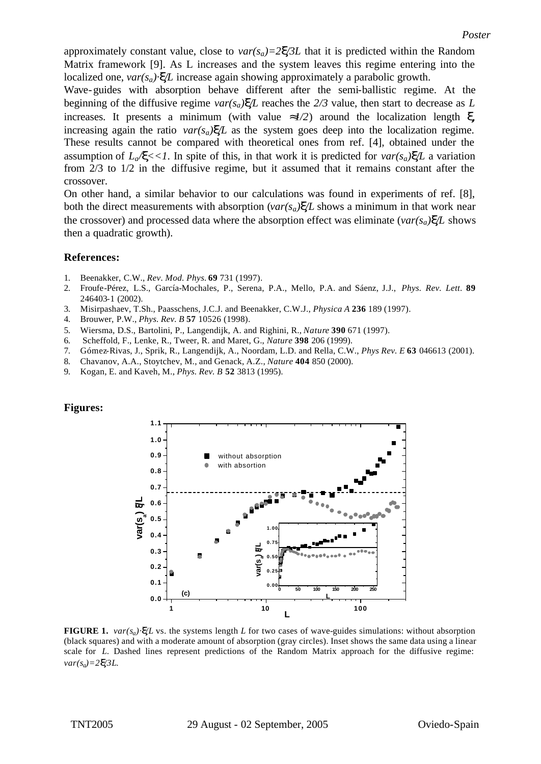approximately constant value, close to $var(s_a)=2\xi/3L$ that it is predicted within the Random Matrix framework [9]. As L increases and the system leaves this regime entering into the localized one, $var(s_a)\cdot\xi/L$ increase again showing approximately a parabolic growth.

Wave-guides with absorption behave different after the semi-ballistic regime. At the beginning of the diffusive regime $var(s_a)\xi/L$ reaches the $2/3$ value, then start to decrease as $L$ increases. It presents a minimum (with value $\approx 1/2$) around the localization length $\xi$, increasing again the ratio $var(s_a)\xi/L$ as the system goes deep into the localization regime. These results cannot be compared with theoretical ones from ref. [4], obtained under the assumption of $L_a/\xi << 1$. In spite of this, in that work it is predicted for $var(s_a)\xi/L$ a variation from 2/3 to 1/2 in the diffusive regime, but it assumed that it remains constant after the crossover.

On other hand, a similar behavior to our calculations was found in experiments of ref. [8], both the direct measurements with absorption ($var(s_a)\xi/L$ shows a minimum in that work near the crossover) and processed data where the absorption effect was eliminate ($var(s_a)\xi/L$ shows then a quadratic growth).

## References:

1. Beenakker, C.W., *Rev. Mod. Phys.* **69** 731 (1997).
2. Froufe-Pérez, L.S., García-Mochales, P., Serena, P.A., Mello, P.A. and Sáenz, J.J., *Phys. Rev. Lett.* **89** 246403-1 (2002).
3. Misirpashaev, T.Sh., Paasschens, J.C.J. and Beenakker, C.W.J., *Physica A* **236** 189 (1997).
4. Brouwer, P.W., *Phys. Rev. B* **57** 10526 (1998).
5. Wiersma, D.S., Bartolini, P., Langendijk, A. and Righini, R., *Nature* **390** 671 (1997).
6. Scheffold, F., Lenke, R., Tweer, R. and Maret, G., *Nature* **398** 206 (1999).
7. Gómez-Rivas, J., Sprik, R., Langendijk, A., Noordam, L.D. and Rella, C.W., *Phys Rev. E* **63** 046613 (2001).
8. Chavanov, A.A., Stoytchev, M., and Genack, A.Z., *Nature* **404** 850 (2000).
9. Kogan, E. and Kaveh, M., *Phys. Rev. B* **52** 3813 (1995).

## Figures:

without absorption
with absortion

var(s_a) ξ/L

L

(c)

**FIGURE 1.** $var(s_a)\cdot\xi/L$ vs. the systems length $L$ for two cases of wave-guides simulations: without absorption (black squares) and with a moderate amount of absorption (gray circles). Inset shows the same data using a linear scale for $L$. Dashed lines represent predictions of the Random Matrix approach for the diffusive regime: $var(s_a)=2\xi/3L$.